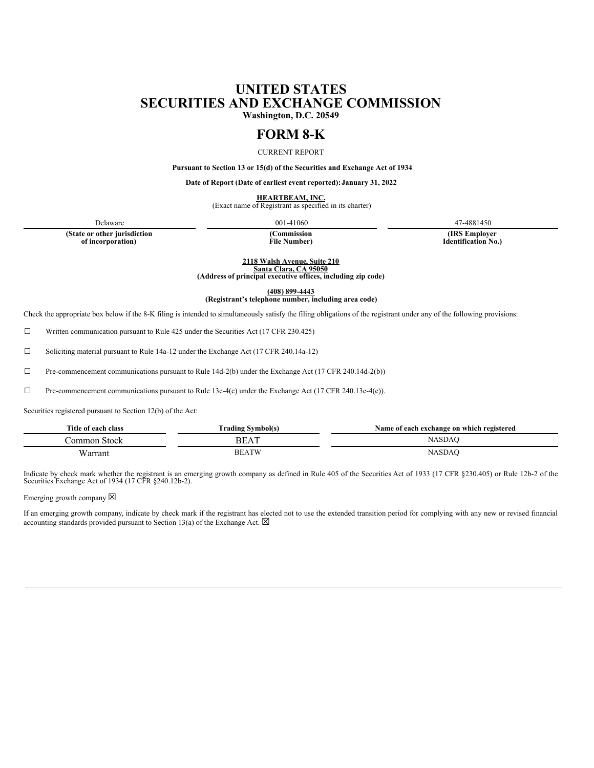# UNITED STATES
# SECURITIES AND EXCHANGE COMMISSION

**Washington, D.C. 20549**

# FORM 8-K

CURRENT REPORT

**Pursuant to Section 13 or 15(d) of the Securities and Exchange Act of 1934**

**Date of Report (Date of earliest event reported): January 31, 2022**

**HEARTBEAM, INC.**
(Exact name of Registrant as specified in its charter)

| Delaware | 001-41060 | 47-4881450 |
|---|---|---|
| **(State or other jurisdiction of incorporation)** | **(Commission File Number)** | **(IRS Employer Identification No.)** |

**2118 Walsh Avenue, Suite 210**
**Santa Clara, CA 95050**
**(Address of principal executive offices, including zip code)**

**(408) 899-4443**
**(Registrant's telephone number, including area code)**

Check the appropriate box below if the 8-K filing is intended to simultaneously satisfy the filing obligations of the registrant under any of the following provisions:

☐ Written communication pursuant to Rule 425 under the Securities Act (17 CFR 230.425)

☐ Soliciting material pursuant to Rule 14a-12 under the Exchange Act (17 CFR 240.14a-12)

☐ Pre-commencement communications pursuant to Rule 14d-2(b) under the Exchange Act (17 CFR 240.14d-2(b))

☐ Pre-commencement communications pursuant to Rule 13e-4(c) under the Exchange Act (17 CFR 240.13e-4(c)).

Securities registered pursuant to Section 12(b) of the Act:

| Title of each class | Trading Symbol(s) | Name of each exchange on which registered |
|---|---|---|
| Common Stock | BEAT | NASDAQ |
| Warrant | BEATW | NASDAQ |

Indicate by check mark whether the registrant is an emerging growth company as defined in Rule 405 of the Securities Act of 1933 (17 CFR §230.405) or Rule 12b-2 of the Securities Exchange Act of 1934 (17 CFR §240.12b-2).

Emerging growth company ☒

If an emerging growth company, indicate by check mark if the registrant has elected not to use the extended transition period for complying with any new or revised financial accounting standards provided pursuant to Section 13(a) of the Exchange Act. ☒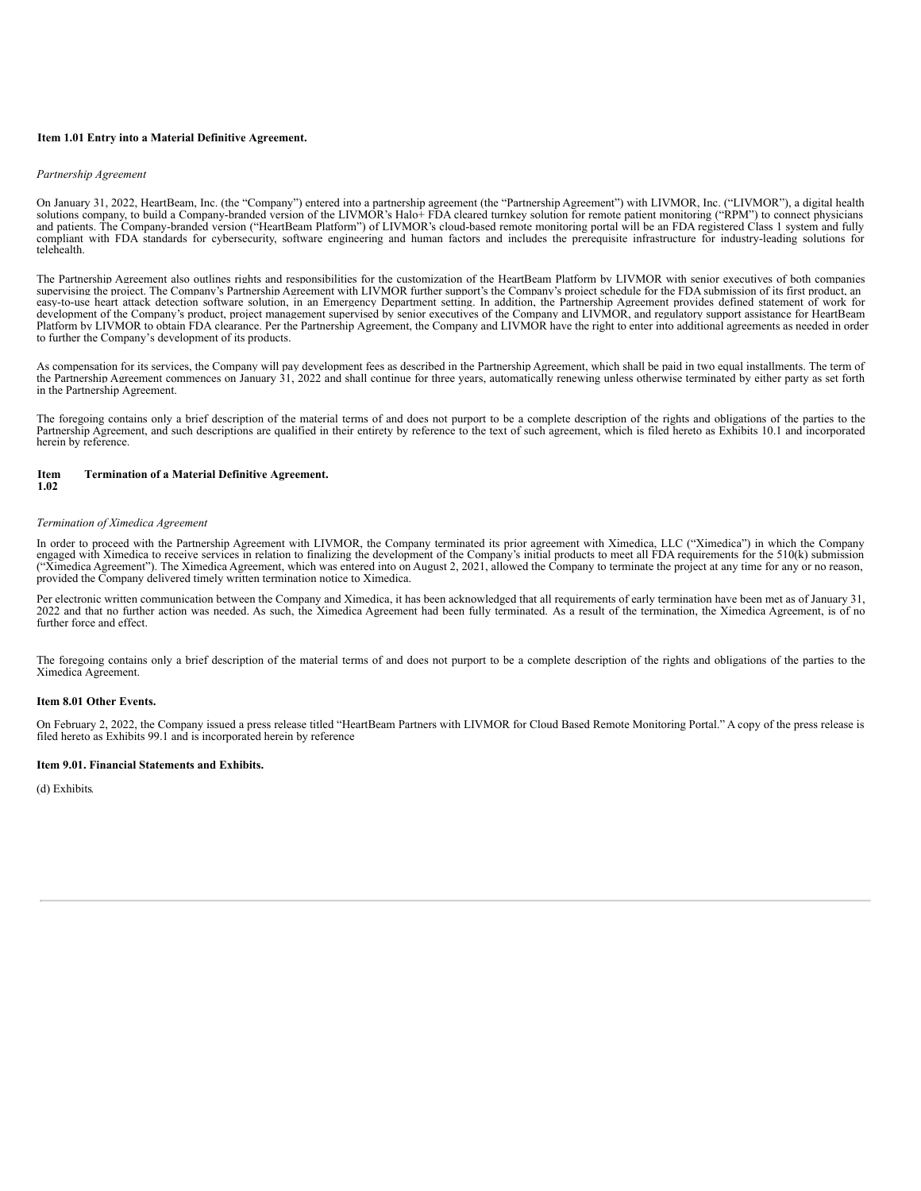**Item 1.01 Entry into a Material Definitive Agreement.**

*Partnership Agreement*

On January 31, 2022, HeartBeam, Inc. (the "Company") entered into a partnership agreement (the "Partnership Agreement") with LIVMOR, Inc. ("LIVMOR"), a digital health solutions company, to build a Company-branded version of the LIVMOR's Halo+ FDA cleared turnkey solution for remote patient monitoring ("RPM") to connect physicians and patients. The Company-branded version ("HeartBeam Platform") of LIVMOR's cloud-based remote monitoring portal will be an FDA registered Class 1 system and fully compliant with FDA standards for cybersecurity, software engineering and human factors and includes the prerequisite infrastructure for industry-leading solutions for telehealth.

The Partnership Agreement also outlines rights and responsibilities for the customization of the HeartBeam Platform by LIVMOR with senior executives of both companies supervising the project. The Company's Partnership Agreement with LIVMOR further support's the Company's project schedule for the FDA submission of its first product, an easy-to-use heart attack detection software solution, in an Emergency Department setting. In addition, the Partnership Agreement provides defined statement of work for development of the Company's product, project management supervised by senior executives of the Company and LIVMOR, and regulatory support assistance for HeartBeam Platform by LIVMOR to obtain FDA clearance. Per the Partnership Agreement, the Company and LIVMOR have the right to enter into additional agreements as needed in order to further the Company's development of its products.

As compensation for its services, the Company will pay development fees as described in the Partnership Agreement, which shall be paid in two equal installments. The term of the Partnership Agreement commences on January 31, 2022 and shall continue for three years, automatically renewing unless otherwise terminated by either party as set forth in the Partnership Agreement.

The foregoing contains only a brief description of the material terms of and does not purport to be a complete description of the rights and obligations of the parties to the Partnership Agreement, and such descriptions are qualified in their entirety by reference to the text of such agreement, which is filed hereto as Exhibits 10.1 and incorporated herein by reference.

**Item 1.02 Termination of a Material Definitive Agreement.**

*Termination of Ximedica Agreement*

In order to proceed with the Partnership Agreement with LIVMOR, the Company terminated its prior agreement with Ximedica, LLC ("Ximedica") in which the Company engaged with Ximedica to receive services in relation to finalizing the development of the Company's initial products to meet all FDA requirements for the 510(k) submission ("Ximedica Agreement"). The Ximedica Agreement, which was entered into on August 2, 2021, allowed the Company to terminate the project at any time for any or no reason, provided the Company delivered timely written termination notice to Ximedica.

Per electronic written communication between the Company and Ximedica, it has been acknowledged that all requirements of early termination have been met as of January 31, 2022 and that no further action was needed. As such, the Ximedica Agreement had been fully terminated. As a result of the termination, the Ximedica Agreement, is of no further force and effect.

The foregoing contains only a brief description of the material terms of and does not purport to be a complete description of the rights and obligations of the parties to the Ximedica Agreement.

**Item 8.01 Other Events.**

On February 2, 2022, the Company issued a press release titled "HeartBeam Partners with LIVMOR for Cloud Based Remote Monitoring Portal." A copy of the press release is filed hereto as Exhibits 99.1 and is incorporated herein by reference

**Item 9.01. Financial Statements and Exhibits.**

(d) Exhibits.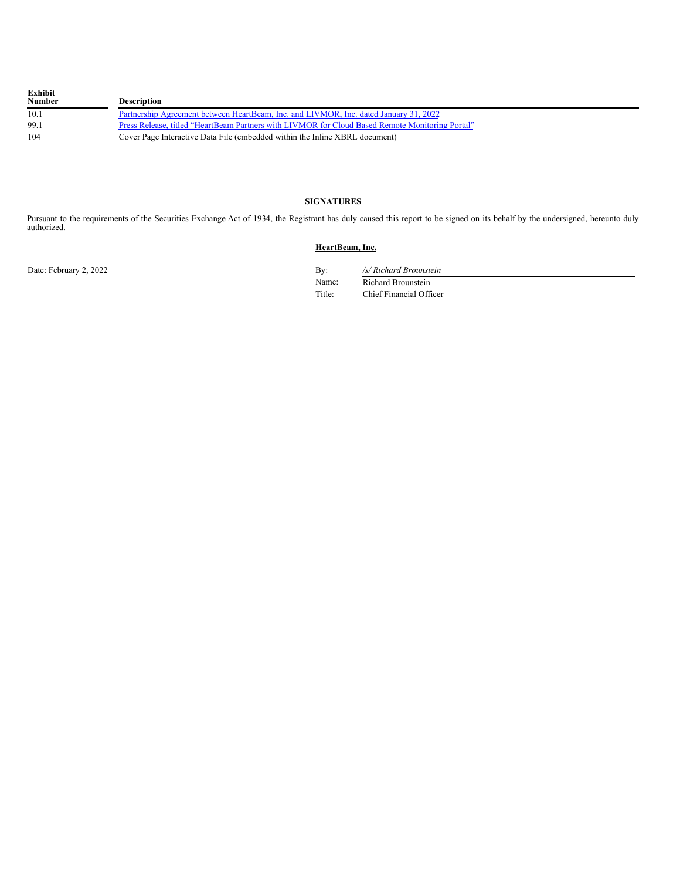| Exhibit Number | Description |
|---|---|
| 10.1 | Partnership Agreement between HeartBeam, Inc. and LIVMOR, Inc. dated January 31, 2022 |
| 99.1 | Press Release, titled "HeartBeam Partners with LIVMOR for Cloud Based Remote Monitoring Portal" |
| 104 | Cover Page Interactive Data File (embedded within the Inline XBRL document) |

## SIGNATURES

Pursuant to the requirements of the Securities Exchange Act of 1934, the Registrant has duly caused this report to be signed on its behalf by the undersigned, hereunto duly authorized.

**HeartBeam, Inc.**

Date: February 2, 2022

By: */s/ Richard Brounstein*
Name: Richard Brounstein
Title: Chief Financial Officer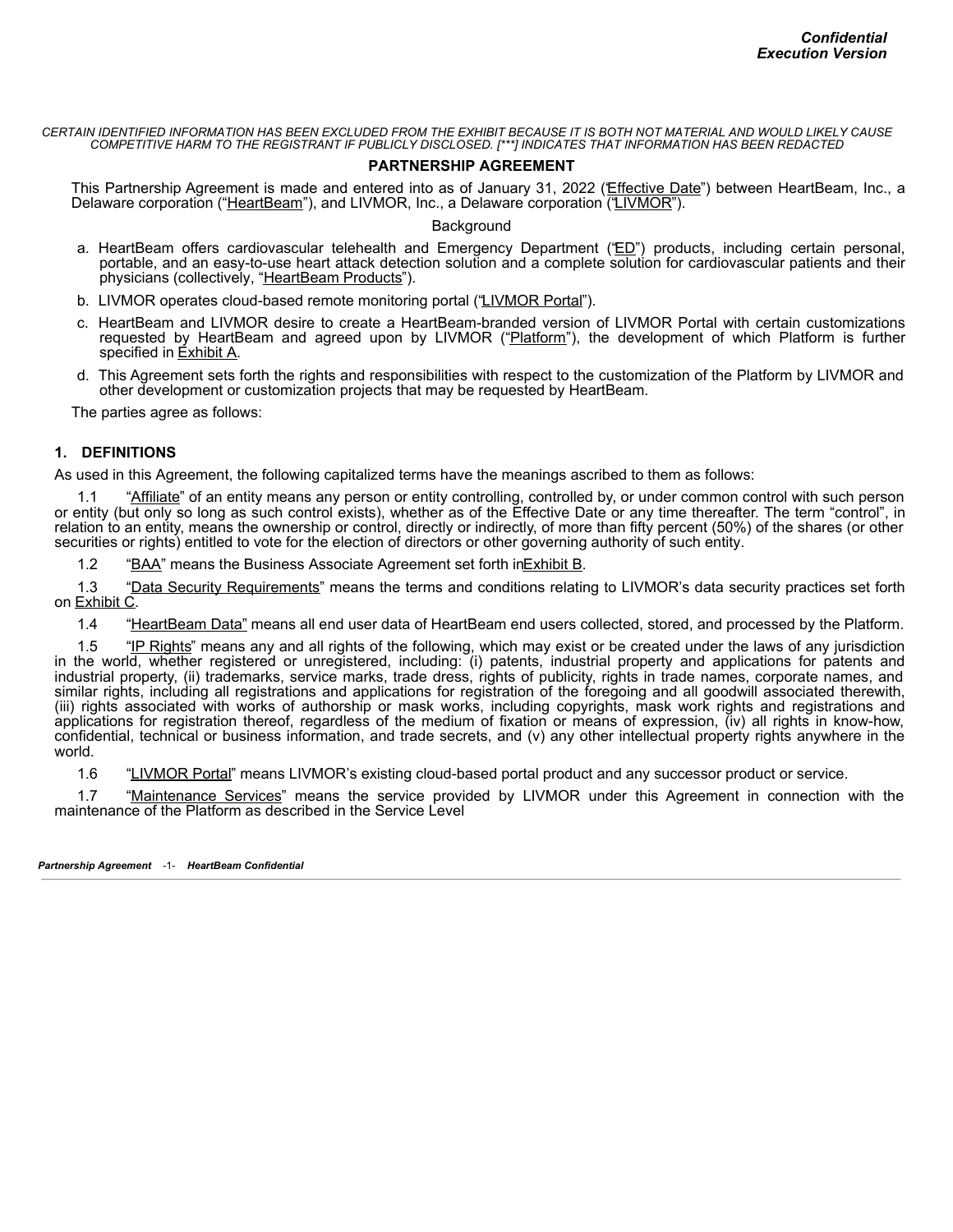*Confidential*
*Execution Version*

*CERTAIN IDENTIFIED INFORMATION HAS BEEN EXCLUDED FROM THE EXHIBIT BECAUSE IT IS BOTH NOT MATERIAL AND WOULD LIKELY CAUSE COMPETITIVE HARM TO THE REGISTRANT IF PUBLICLY DISCLOSED. [***] INDICATES THAT INFORMATION HAS BEEN REDACTED*

## PARTNERSHIP AGREEMENT

This Partnership Agreement is made and entered into as of January 31, 2022 ("Effective Date") between HeartBeam, Inc., a Delaware corporation ("HeartBeam"), and LIVMOR, Inc., a Delaware corporation ("LIVMOR").

Background

a. HeartBeam offers cardiovascular telehealth and Emergency Department ("ED") products, including certain personal, portable, and an easy-to-use heart attack detection solution and a complete solution for cardiovascular patients and their physicians (collectively, "HeartBeam Products").

b. LIVMOR operates cloud-based remote monitoring portal ("LIVMOR Portal").

c. HeartBeam and LIVMOR desire to create a HeartBeam-branded version of LIVMOR Portal with certain customizations requested by HeartBeam and agreed upon by LIVMOR ("Platform"), the development of which Platform is further specified in Exhibit A.

d. This Agreement sets forth the rights and responsibilities with respect to the customization of the Platform by LIVMOR and other development or customization projects that may be requested by HeartBeam.

The parties agree as follows:

### 1. DEFINITIONS

As used in this Agreement, the following capitalized terms have the meanings ascribed to them as follows:

1.1 "Affiliate" of an entity means any person or entity controlling, controlled by, or under common control with such person or entity (but only so long as such control exists), whether as of the Effective Date or any time thereafter. The term "control", in relation to an entity, means the ownership or control, directly or indirectly, of more than fifty percent (50%) of the shares (or other securities or rights) entitled to vote for the election of directors or other governing authority of such entity.

1.2 "BAA" means the Business Associate Agreement set forth in Exhibit B.

1.3 "Data Security Requirements" means the terms and conditions relating to LIVMOR's data security practices set forth on Exhibit C.

1.4 "HeartBeam Data" means all end user data of HeartBeam end users collected, stored, and processed by the Platform.

1.5 "IP Rights" means any and all rights of the following, which may exist or be created under the laws of any jurisdiction in the world, whether registered or unregistered, including: (i) patents, industrial property and applications for patents and industrial property, (ii) trademarks, service marks, trade dress, rights of publicity, rights in trade names, corporate names, and similar rights, including all registrations and applications for registration of the foregoing and all goodwill associated therewith, (iii) rights associated with works of authorship or mask works, including copyrights, mask work rights and registrations and applications for registration thereof, regardless of the medium of fixation or means of expression, (iv) all rights in know-how, confidential, technical or business information, and trade secrets, and (v) any other intellectual property rights anywhere in the world.

1.6 "LIVMOR Portal" means LIVMOR's existing cloud-based portal product and any successor product or service.

1.7 "Maintenance Services" means the service provided by LIVMOR under this Agreement in connection with the maintenance of the Platform as described in the Service Level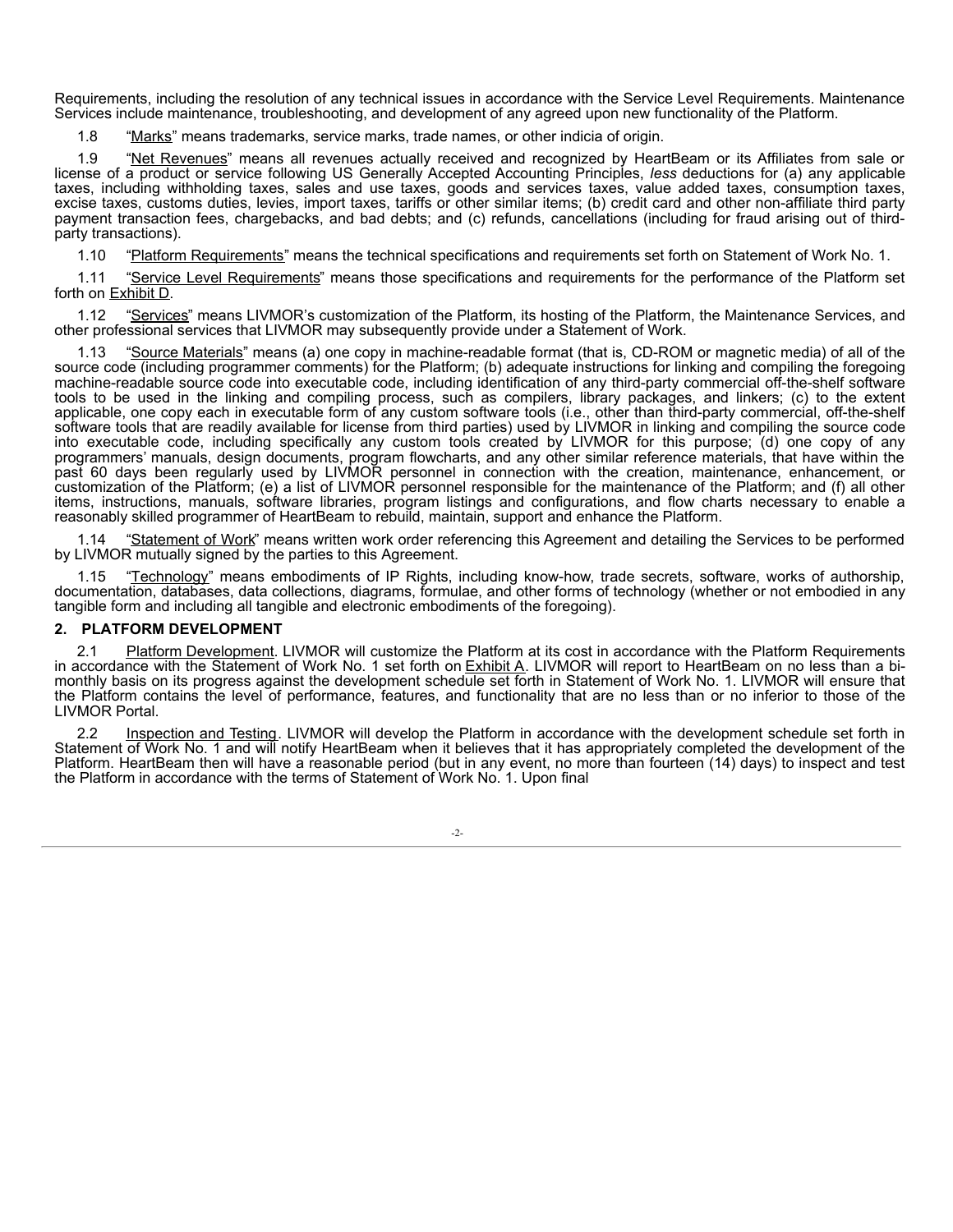Requirements, including the resolution of any technical issues in accordance with the Service Level Requirements. Maintenance Services include maintenance, troubleshooting, and development of any agreed upon new functionality of the Platform.

1.8 "Marks" means trademarks, service marks, trade names, or other indicia of origin.

1.9 "Net Revenues" means all revenues actually received and recognized by HeartBeam or its Affiliates from sale or license of a product or service following US Generally Accepted Accounting Principles, *less* deductions for (a) any applicable taxes, including withholding taxes, sales and use taxes, goods and services taxes, value added taxes, consumption taxes, excise taxes, customs duties, levies, import taxes, tariffs or other similar items; (b) credit card and other non-affiliate third party payment transaction fees, chargebacks, and bad debts; and (c) refunds, cancellations (including for fraud arising out of third-party transactions).

1.10 "Platform Requirements" means the technical specifications and requirements set forth on Statement of Work No. 1.

1.11 "Service Level Requirements" means those specifications and requirements for the performance of the Platform set forth on Exhibit D.

1.12 "Services" means LIVMOR's customization of the Platform, its hosting of the Platform, the Maintenance Services, and other professional services that LIVMOR may subsequently provide under a Statement of Work.

1.13 "Source Materials" means (a) one copy in machine-readable format (that is, CD-ROM or magnetic media) of all of the source code (including programmer comments) for the Platform; (b) adequate instructions for linking and compiling the foregoing machine-readable source code into executable code, including identification of any third-party commercial off-the-shelf software tools to be used in the linking and compiling process, such as compilers, library packages, and linkers; (c) to the extent applicable, one copy each in executable form of any custom software tools (i.e., other than third-party commercial, off-the-shelf software tools that are readily available for license from third parties) used by LIVMOR in linking and compiling the source code into executable code, including specifically any custom tools created by LIVMOR for this purpose; (d) one copy of any programmers' manuals, design documents, program flowcharts, and any other similar reference materials, that have within the past 60 days been regularly used by LIVMOR personnel in connection with the creation, maintenance, enhancement, or customization of the Platform; (e) a list of LIVMOR personnel responsible for the maintenance of the Platform; and (f) all other items, instructions, manuals, software libraries, program listings and configurations, and flow charts necessary to enable a reasonably skilled programmer of HeartBeam to rebuild, maintain, support and enhance the Platform.

1.14 "Statement of Work" means written work order referencing this Agreement and detailing the Services to be performed by LIVMOR mutually signed by the parties to this Agreement.

1.15 "Technology" means embodiments of IP Rights, including know-how, trade secrets, software, works of authorship, documentation, databases, data collections, diagrams, formulae, and other forms of technology (whether or not embodied in any tangible form and including all tangible and electronic embodiments of the foregoing).

## 2. PLATFORM DEVELOPMENT

2.1 Platform Development. LIVMOR will customize the Platform at its cost in accordance with the Platform Requirements in accordance with the Statement of Work No. 1 set forth on Exhibit A. LIVMOR will report to HeartBeam on no less than a bi-monthly basis on its progress against the development schedule set forth in Statement of Work No. 1. LIVMOR will ensure that the Platform contains the level of performance, features, and functionality that are no less than or no inferior to those of the LIVMOR Portal.

2.2 Inspection and Testing. LIVMOR will develop the Platform in accordance with the development schedule set forth in Statement of Work No. 1 and will notify HeartBeam when it believes that it has appropriately completed the development of the Platform. HeartBeam then will have a reasonable period (but in any event, no more than fourteen (14) days) to inspect and test the Platform in accordance with the terms of Statement of Work No. 1. Upon final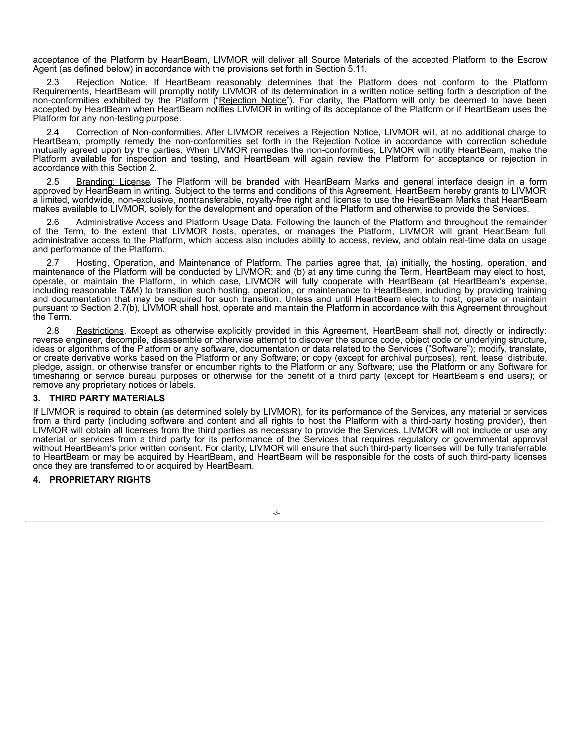acceptance of the Platform by HeartBeam, LIVMOR will deliver all Source Materials of the accepted Platform to the Escrow Agent (as defined below) in accordance with the provisions set forth in Section 5.11.

2.3 Rejection Notice. If HeartBeam reasonably determines that the Platform does not conform to the Platform Requirements, HeartBeam will promptly notify LIVMOR of its determination in a written notice setting forth a description of the non-conformities exhibited by the Platform ("Rejection Notice"). For clarity, the Platform will only be deemed to have been accepted by HeartBeam when HeartBeam notifies LIVMOR in writing of its acceptance of the Platform or if HeartBeam uses the Platform for any non-testing purpose.

2.4 Correction of Non-conformities. After LIVMOR receives a Rejection Notice, LIVMOR will, at no additional charge to HeartBeam, promptly remedy the non-conformities set forth in the Rejection Notice in accordance with correction schedule mutually agreed upon by the parties. When LIVMOR remedies the non-conformities, LIVMOR will notify HeartBeam, make the Platform available for inspection and testing, and HeartBeam will again review the Platform for acceptance or rejection in accordance with this Section 2.

2.5 Branding; License. The Platform will be branded with HeartBeam Marks and general interface design in a form approved by HeartBeam in writing. Subject to the terms and conditions of this Agreement, HeartBeam hereby grants to LIVMOR a limited, worldwide, non-exclusive, nontransferable, royalty-free right and license to use the HeartBeam Marks that HeartBeam makes available to LIVMOR, solely for the development and operation of the Platform and otherwise to provide the Services.

2.6 Administrative Access and Platform Usage Data. Following the launch of the Platform and throughout the remainder of the Term, to the extent that LIVMOR hosts, operates, or manages the Platform, LIVMOR will grant HeartBeam full administrative access to the Platform, which access also includes ability to access, review, and obtain real-time data on usage and performance of the Platform.

2.7 Hosting, Operation, and Maintenance of Platform. The parties agree that, (a) initially, the hosting, operation, and maintenance of the Platform will be conducted by LIVMOR; and (b) at any time during the Term, HeartBeam may elect to host, operate, or maintain the Platform, in which case, LIVMOR will fully cooperate with HeartBeam (at HeartBeam's expense, including reasonable T&M) to transition such hosting, operation, or maintenance to HeartBeam, including by providing training and documentation that may be required for such transition. Unless and until HeartBeam elects to host, operate or maintain pursuant to Section 2.7(b), LIVMOR shall host, operate and maintain the Platform in accordance with this Agreement throughout the Term.

2.8 Restrictions. Except as otherwise explicitly provided in this Agreement, HeartBeam shall not, directly or indirectly: reverse engineer, decompile, disassemble or otherwise attempt to discover the source code, object code or underlying structure, ideas or algorithms of the Platform or any software, documentation or data related to the Services ("Software"); modify, translate, or create derivative works based on the Platform or any Software; or copy (except for archival purposes), rent, lease, distribute, pledge, assign, or otherwise transfer or encumber rights to the Platform or any Software; use the Platform or any Software for timesharing or service bureau purposes or otherwise for the benefit of a third party (except for HeartBeam's end users); or remove any proprietary notices or labels.

## 3. THIRD PARTY MATERIALS

If LIVMOR is required to obtain (as determined solely by LIVMOR), for its performance of the Services, any material or services from a third party (including software and content and all rights to host the Platform with a third-party hosting provider), then LIVMOR will obtain all licenses from the third parties as necessary to provide the Services. LIVMOR will not include or use any material or services from a third party for its performance of the Services that requires regulatory or governmental approval without HeartBeam's prior written consent. For clarity, LIVMOR will ensure that such third-party licenses will be fully transferrable to HeartBeam or may be acquired by HeartBeam, and HeartBeam will be responsible for the costs of such third-party licenses once they are transferred to or acquired by HeartBeam.

## 4. PROPRIETARY RIGHTS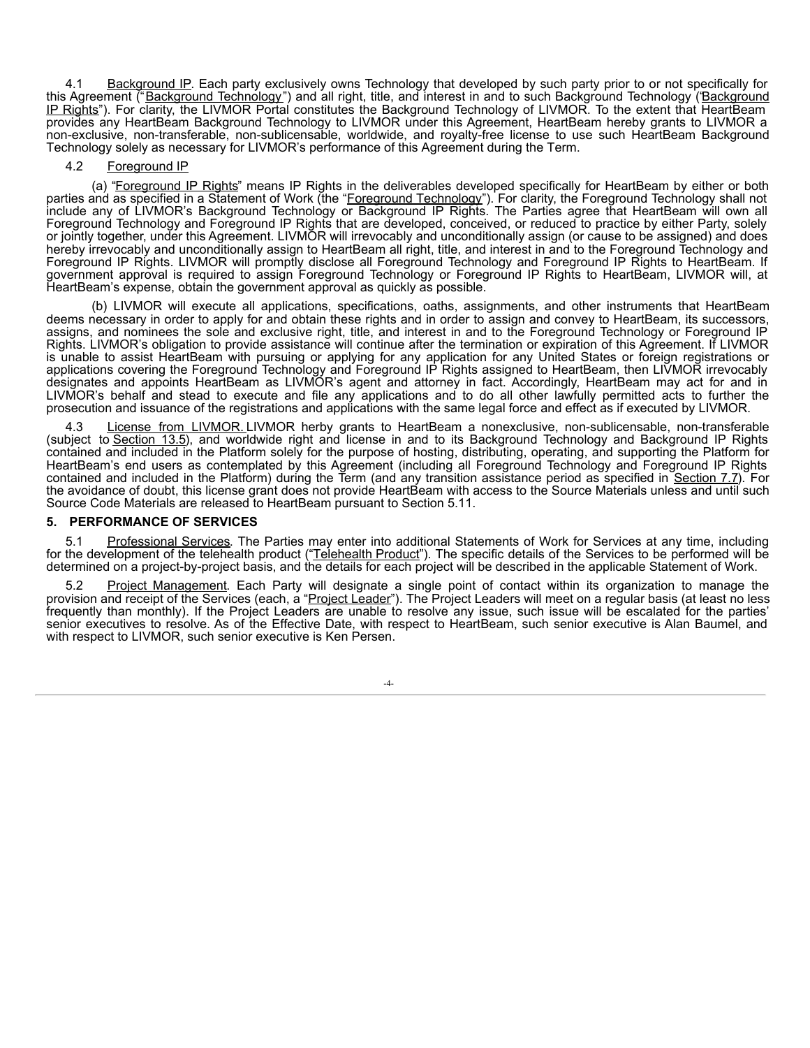4.1 Background IP. Each party exclusively owns Technology that developed by such party prior to or not specifically for this Agreement ("Background Technology") and all right, title, and interest in and to such Background Technology ("Background IP Rights"). For clarity, the LIVMOR Portal constitutes the Background Technology of LIVMOR. To the extent that HeartBeam provides any HeartBeam Background Technology to LIVMOR under this Agreement, HeartBeam hereby grants to LIVMOR a non-exclusive, non-transferable, non-sublicensable, worldwide, and royalty-free license to use such HeartBeam Background Technology solely as necessary for LIVMOR's performance of this Agreement during the Term.

4.2 Foreground IP

(a) "Foreground IP Rights" means IP Rights in the deliverables developed specifically for HeartBeam by either or both parties and as specified in a Statement of Work (the "Foreground Technology"). For clarity, the Foreground Technology shall not include any of LIVMOR's Background Technology or Background IP Rights. The Parties agree that HeartBeam will own all Foreground Technology and Foreground IP Rights that are developed, conceived, or reduced to practice by either Party, solely or jointly together, under this Agreement. LIVMOR will irrevocably and unconditionally assign (or cause to be assigned) and does hereby irrevocably and unconditionally assign to HeartBeam all right, title, and interest in and to the Foreground Technology and Foreground IP Rights. LIVMOR will promptly disclose all Foreground Technology and Foreground IP Rights to HeartBeam. If government approval is required to assign Foreground Technology or Foreground IP Rights to HeartBeam, LIVMOR will, at HeartBeam's expense, obtain the government approval as quickly as possible.

(b) LIVMOR will execute all applications, specifications, oaths, assignments, and other instruments that HeartBeam deems necessary in order to apply for and obtain these rights and in order to assign and convey to HeartBeam, its successors, assigns, and nominees the sole and exclusive right, title, and interest in and to the Foreground Technology or Foreground IP Rights. LIVMOR's obligation to provide assistance will continue after the termination or expiration of this Agreement. If LIVMOR is unable to assist HeartBeam with pursuing or applying for any application for any United States or foreign registrations or applications covering the Foreground Technology and Foreground IP Rights assigned to HeartBeam, then LIVMOR irrevocably designates and appoints HeartBeam as LIVMOR's agent and attorney in fact. Accordingly, HeartBeam may act for and in LIVMOR's behalf and stead to execute and file any applications and to do all other lawfully permitted acts to further the prosecution and issuance of the registrations and applications with the same legal force and effect as if executed by LIVMOR.

4.3 License from LIVMOR. LIVMOR herby grants to HeartBeam a nonexclusive, non-sublicensable, non-transferable (subject to Section 13.5), and worldwide right and license in and to its Background Technology and Background IP Rights contained and included in the Platform solely for the purpose of hosting, distributing, operating, and supporting the Platform for HeartBeam's end users as contemplated by this Agreement (including all Foreground Technology and Foreground IP Rights contained and included in the Platform) during the Term (and any transition assistance period as specified in Section 7.7). For the avoidance of doubt, this license grant does not provide HeartBeam with access to the Source Materials unless and until such Source Code Materials are released to HeartBeam pursuant to Section 5.11.

## 5. PERFORMANCE OF SERVICES

5.1 Professional Services. The Parties may enter into additional Statements of Work for Services at any time, including for the development of the telehealth product ("Telehealth Product"). The specific details of the Services to be performed will be determined on a project-by-project basis, and the details for each project will be described in the applicable Statement of Work.

5.2 Project Management. Each Party will designate a single point of contact within its organization to manage the provision and receipt of the Services (each, a "Project Leader"). The Project Leaders will meet on a regular basis (at least no less frequently than monthly). If the Project Leaders are unable to resolve any issue, such issue will be escalated for the parties' senior executives to resolve. As of the Effective Date, with respect to HeartBeam, such senior executive is Alan Baumel, and with respect to LIVMOR, such senior executive is Ken Persen.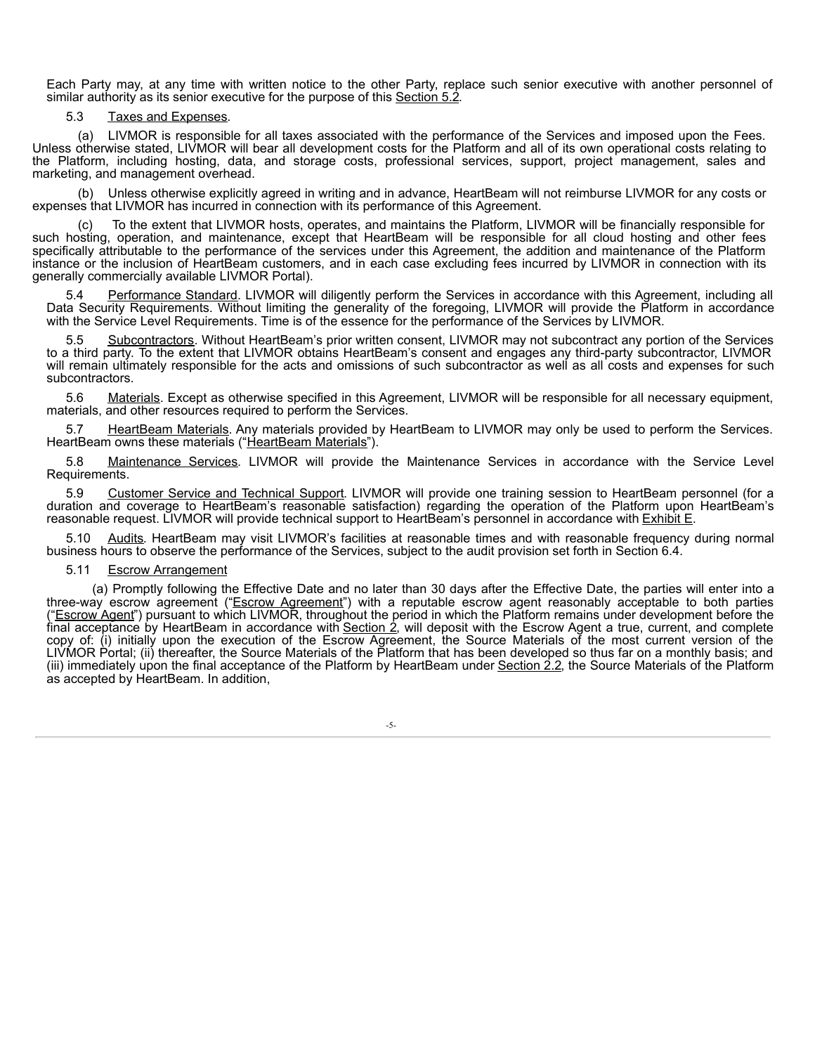Each Party may, at any time with written notice to the other Party, replace such senior executive with another personnel of similar authority as its senior executive for the purpose of this Section 5.2.

5.3 Taxes and Expenses.

(a) LIVMOR is responsible for all taxes associated with the performance of the Services and imposed upon the Fees. Unless otherwise stated, LIVMOR will bear all development costs for the Platform and all of its own operational costs relating to the Platform, including hosting, data, and storage costs, professional services, support, project management, sales and marketing, and management overhead.

(b) Unless otherwise explicitly agreed in writing and in advance, HeartBeam will not reimburse LIVMOR for any costs or expenses that LIVMOR has incurred in connection with its performance of this Agreement.

(c) To the extent that LIVMOR hosts, operates, and maintains the Platform, LIVMOR will be financially responsible for such hosting, operation, and maintenance, except that HeartBeam will be responsible for all cloud hosting and other fees specifically attributable to the performance of the services under this Agreement, the addition and maintenance of the Platform instance or the inclusion of HeartBeam customers, and in each case excluding fees incurred by LIVMOR in connection with its generally commercially available LIVMOR Portal).

5.4 Performance Standard. LIVMOR will diligently perform the Services in accordance with this Agreement, including all Data Security Requirements. Without limiting the generality of the foregoing, LIVMOR will provide the Platform in accordance with the Service Level Requirements. Time is of the essence for the performance of the Services by LIVMOR.

5.5 Subcontractors. Without HeartBeam's prior written consent, LIVMOR may not subcontract any portion of the Services to a third party. To the extent that LIVMOR obtains HeartBeam's consent and engages any third-party subcontractor, LIVMOR will remain ultimately responsible for the acts and omissions of such subcontractor as well as all costs and expenses for such subcontractors.

5.6 Materials. Except as otherwise specified in this Agreement, LIVMOR will be responsible for all necessary equipment, materials, and other resources required to perform the Services.

5.7 HeartBeam Materials. Any materials provided by HeartBeam to LIVMOR may only be used to perform the Services. HeartBeam owns these materials ("HeartBeam Materials").

5.8 Maintenance Services. LIVMOR will provide the Maintenance Services in accordance with the Service Level Requirements.

5.9 Customer Service and Technical Support. LIVMOR will provide one training session to HeartBeam personnel (for a duration and coverage to HeartBeam's reasonable satisfaction) regarding the operation of the Platform upon HeartBeam's reasonable request. LIVMOR will provide technical support to HeartBeam's personnel in accordance with Exhibit E.

5.10 Audits. HeartBeam may visit LIVMOR's facilities at reasonable times and with reasonable frequency during normal business hours to observe the performance of the Services, subject to the audit provision set forth in Section 6.4.

5.11 Escrow Arrangement

(a) Promptly following the Effective Date and no later than 30 days after the Effective Date, the parties will enter into a three-way escrow agreement ("Escrow Agreement") with a reputable escrow agent reasonably acceptable to both parties ("Escrow Agent") pursuant to which LIVMOR, throughout the period in which the Platform remains under development before the final acceptance by HeartBeam in accordance with Section 2, will deposit with the Escrow Agent a true, current, and complete copy of: (i) initially upon the execution of the Escrow Agreement, the Source Materials of the most current version of the LIVMOR Portal; (ii) thereafter, the Source Materials of the Platform that has been developed so thus far on a monthly basis; and (iii) immediately upon the final acceptance of the Platform by HeartBeam under Section 2.2, the Source Materials of the Platform as accepted by HeartBeam. In addition,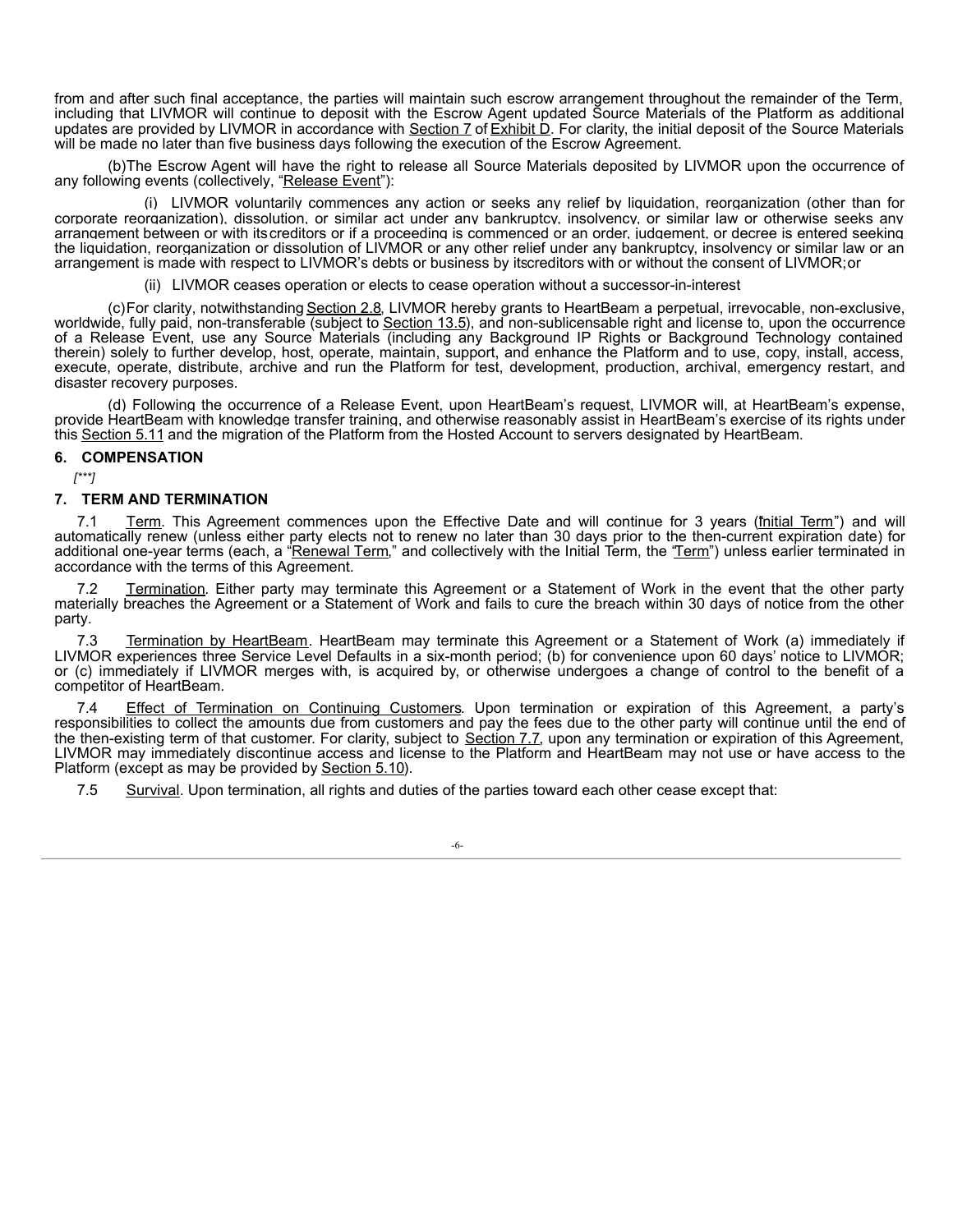from and after such final acceptance, the parties will maintain such escrow arrangement throughout the remainder of the Term, including that LIVMOR will continue to deposit with the Escrow Agent updated Source Materials of the Platform as additional updates are provided by LIVMOR in accordance with Section 7 of Exhibit D. For clarity, the initial deposit of the Source Materials will be made no later than five business days following the execution of the Escrow Agreement.

(b)The Escrow Agent will have the right to release all Source Materials deposited by LIVMOR upon the occurrence of any following events (collectively, "Release Event"):

(i) LIVMOR voluntarily commences any action or seeks any relief by liquidation, reorganization (other than for corporate reorganization), dissolution, or similar act under any bankruptcy, insolvency, or similar law or otherwise seeks any arrangement between or with its creditors or if a proceeding is commenced or an order, judgement, or decree is entered seeking the liquidation, reorganization or dissolution of LIVMOR or any other relief under any bankruptcy, insolvency or similar law or an arrangement is made with respect to LIVMOR's debts or business by its creditors with or without the consent of LIVMOR; or

(ii) LIVMOR ceases operation or elects to cease operation without a successor-in-interest

(c)For clarity, notwithstanding Section 2.8, LIVMOR hereby grants to HeartBeam a perpetual, irrevocable, non-exclusive, worldwide, fully paid, non-transferable (subject to Section 13.5), and non-sublicensable right and license to, upon the occurrence of a Release Event, use any Source Materials (including any Background IP Rights or Background Technology contained therein) solely to further develop, host, operate, maintain, support, and enhance the Platform and to use, copy, install, access, execute, operate, distribute, archive and run the Platform for test, development, production, archival, emergency restart, and disaster recovery purposes.

(d) Following the occurrence of a Release Event, upon HeartBeam's request, LIVMOR will, at HeartBeam's expense, provide HeartBeam with knowledge transfer training, and otherwise reasonably assist in HeartBeam's exercise of its rights under this Section 5.11 and the migration of the Platform from the Hosted Account to servers designated by HeartBeam.

## 6. COMPENSATION

*[***]*

## 7. TERM AND TERMINATION

7.1 Term. This Agreement commences upon the Effective Date and will continue for 3 years ("Initial Term") and will automatically renew (unless either party elects not to renew no later than 30 days prior to the then-current expiration date) for additional one-year terms (each, a "Renewal Term," and collectively with the Initial Term, the "Term") unless earlier terminated in accordance with the terms of this Agreement.

7.2 Termination. Either party may terminate this Agreement or a Statement of Work in the event that the other party materially breaches the Agreement or a Statement of Work and fails to cure the breach within 30 days of notice from the other party.

7.3 Termination by HeartBeam. HeartBeam may terminate this Agreement or a Statement of Work (a) immediately if LIVMOR experiences three Service Level Defaults in a six-month period; (b) for convenience upon 60 days' notice to LIVMOR; or (c) immediately if LIVMOR merges with, is acquired by, or otherwise undergoes a change of control to the benefit of a competitor of HeartBeam.

7.4 Effect of Termination on Continuing Customers. Upon termination or expiration of this Agreement, a party's responsibilities to collect the amounts due from customers and pay the fees due to the other party will continue until the end of the then-existing term of that customer. For clarity, subject to Section 7.7, upon any termination or expiration of this Agreement, LIVMOR may immediately discontinue access and license to the Platform and HeartBeam may not use or have access to the Platform (except as may be provided by Section 5.10).

7.5 Survival. Upon termination, all rights and duties of the parties toward each other cease except that: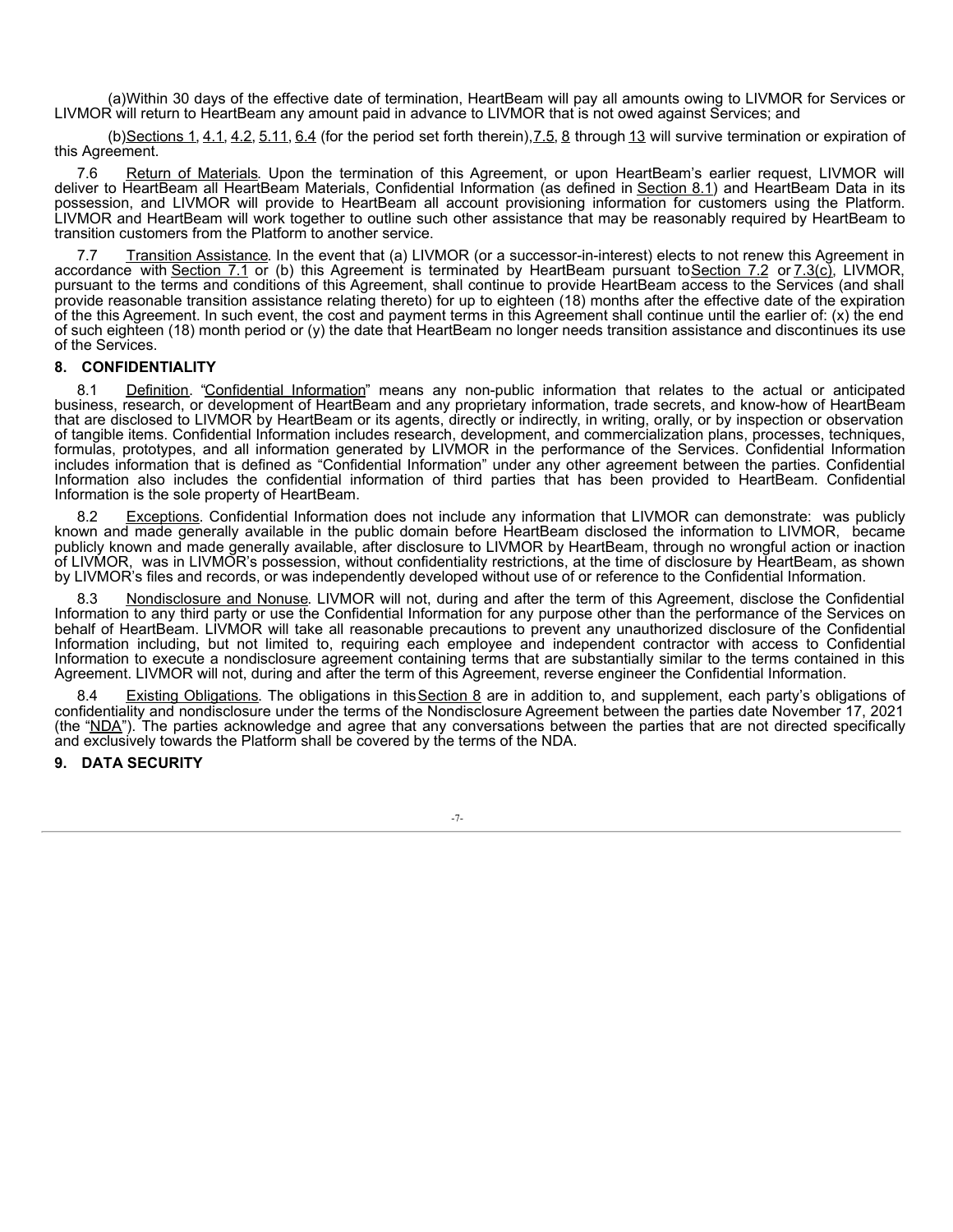(a)Within 30 days of the effective date of termination, HeartBeam will pay all amounts owing to LIVMOR for Services or LIVMOR will return to HeartBeam any amount paid in advance to LIVMOR that is not owed against Services; and

(b)Sections 1, 4.1, 4.2, 5.11, 6.4 (for the period set forth therein),7.5, 8 through 13 will survive termination or expiration of this Agreement.

7.6 Return of Materials. Upon the termination of this Agreement, or upon HeartBeam's earlier request, LIVMOR will deliver to HeartBeam all HeartBeam Materials, Confidential Information (as defined in Section 8.1) and HeartBeam Data in its possession, and LIVMOR will provide to HeartBeam all account provisioning information for customers using the Platform. LIVMOR and HeartBeam will work together to outline such other assistance that may be reasonably required by HeartBeam to transition customers from the Platform to another service.

7.7 Transition Assistance. In the event that (a) LIVMOR (or a successor-in-interest) elects to not renew this Agreement in accordance with Section 7.1 or (b) this Agreement is terminated by HeartBeam pursuant to Section 7.2 or 7.3(c), LIVMOR, pursuant to the terms and conditions of this Agreement, shall continue to provide HeartBeam access to the Services (and shall provide reasonable transition assistance relating thereto) for up to eighteen (18) months after the effective date of the expiration of the this Agreement. In such event, the cost and payment terms in this Agreement shall continue until the earlier of: (x) the end of such eighteen (18) month period or (y) the date that HeartBeam no longer needs transition assistance and discontinues its use of the Services.

## 8. CONFIDENTIALITY

8.1 Definition. "Confidential Information" means any non-public information that relates to the actual or anticipated business, research, or development of HeartBeam and any proprietary information, trade secrets, and know-how of HeartBeam that are disclosed to LIVMOR by HeartBeam or its agents, directly or indirectly, in writing, orally, or by inspection or observation of tangible items. Confidential Information includes research, development, and commercialization plans, processes, techniques, formulas, prototypes, and all information generated by LIVMOR in the performance of the Services. Confidential Information includes information that is defined as "Confidential Information" under any other agreement between the parties. Confidential Information also includes the confidential information of third parties that has been provided to HeartBeam. Confidential Information is the sole property of HeartBeam.

8.2 Exceptions. Confidential Information does not include any information that LIVMOR can demonstrate: was publicly known and made generally available in the public domain before HeartBeam disclosed the information to LIVMOR, became publicly known and made generally available, after disclosure to LIVMOR by HeartBeam, through no wrongful action or inaction of LIVMOR, was in LIVMOR's possession, without confidentiality restrictions, at the time of disclosure by HeartBeam, as shown by LIVMOR's files and records, or was independently developed without use of or reference to the Confidential Information.

8.3 Nondisclosure and Nonuse. LIVMOR will not, during and after the term of this Agreement, disclose the Confidential Information to any third party or use the Confidential Information for any purpose other than the performance of the Services on behalf of HeartBeam. LIVMOR will take all reasonable precautions to prevent any unauthorized disclosure of the Confidential Information including, but not limited to, requiring each employee and independent contractor with access to Confidential Information to execute a nondisclosure agreement containing terms that are substantially similar to the terms contained in this Agreement. LIVMOR will not, during and after the term of this Agreement, reverse engineer the Confidential Information.

8.4 Existing Obligations. The obligations in this Section 8 are in addition to, and supplement, each party's obligations of confidentiality and nondisclosure under the terms of the Nondisclosure Agreement between the parties date November 17, 2021 (the "NDA"). The parties acknowledge and agree that any conversations between the parties that are not directed specifically and exclusively towards the Platform shall be covered by the terms of the NDA.

## 9. DATA SECURITY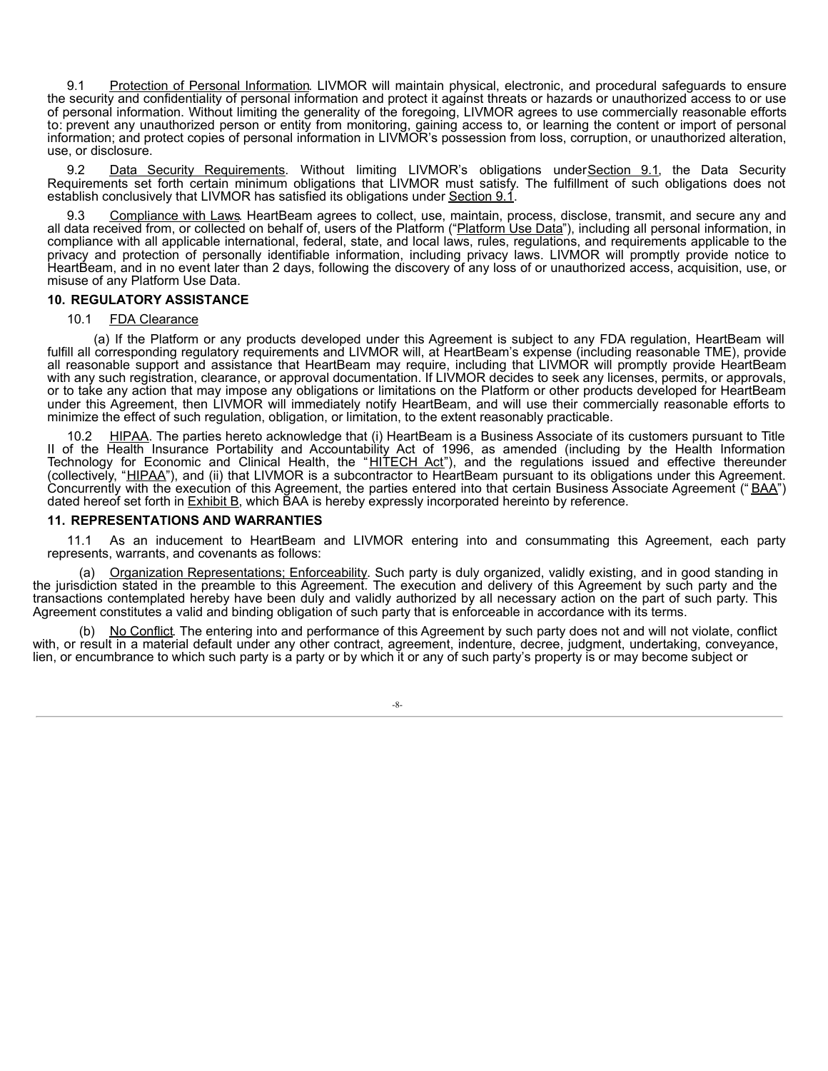9.1 Protection of Personal Information. LIVMOR will maintain physical, electronic, and procedural safeguards to ensure the security and confidentiality of personal information and protect it against threats or hazards or unauthorized access to or use of personal information. Without limiting the generality of the foregoing, LIVMOR agrees to use commercially reasonable efforts to: prevent any unauthorized person or entity from monitoring, gaining access to, or learning the content or import of personal information; and protect copies of personal information in LIVMOR's possession from loss, corruption, or unauthorized alteration, use, or disclosure.

9.2 Data Security Requirements. Without limiting LIVMOR's obligations under Section 9.1, the Data Security Requirements set forth certain minimum obligations that LIVMOR must satisfy. The fulfillment of such obligations does not establish conclusively that LIVMOR has satisfied its obligations under Section 9.1.

9.3 Compliance with Laws. HeartBeam agrees to collect, use, maintain, process, disclose, transmit, and secure any and all data received from, or collected on behalf of, users of the Platform ("Platform Use Data"), including all personal information, in compliance with all applicable international, federal, state, and local laws, rules, regulations, and requirements applicable to the privacy and protection of personally identifiable information, including privacy laws. LIVMOR will promptly provide notice to HeartBeam, and in no event later than 2 days, following the discovery of any loss of or unauthorized access, acquisition, use, or misuse of any Platform Use Data.

**10. REGULATORY ASSISTANCE**

10.1 FDA Clearance

(a) If the Platform or any products developed under this Agreement is subject to any FDA regulation, HeartBeam will fulfill all corresponding regulatory requirements and LIVMOR will, at HeartBeam's expense (including reasonable TME), provide all reasonable support and assistance that HeartBeam may require, including that LIVMOR will promptly provide HeartBeam with any such registration, clearance, or approval documentation. If LIVMOR decides to seek any licenses, permits, or approvals, or to take any action that may impose any obligations or limitations on the Platform or other products developed for HeartBeam under this Agreement, then LIVMOR will immediately notify HeartBeam, and will use their commercially reasonable efforts to minimize the effect of such regulation, obligation, or limitation, to the extent reasonably practicable.

10.2 HIPAA. The parties hereto acknowledge that (i) HeartBeam is a Business Associate of its customers pursuant to Title II of the Health Insurance Portability and Accountability Act of 1996, as amended (including by the Health Information Technology for Economic and Clinical Health, the "HITECH Act"), and the regulations issued and effective thereunder (collectively, "HIPAA"), and (ii) that LIVMOR is a subcontractor to HeartBeam pursuant to its obligations under this Agreement. Concurrently with the execution of this Agreement, the parties entered into that certain Business Associate Agreement (" BAA") dated hereof set forth in Exhibit B, which BAA is hereby expressly incorporated hereinto by reference.

**11. REPRESENTATIONS AND WARRANTIES**

11.1 As an inducement to HeartBeam and LIVMOR entering into and consummating this Agreement, each party represents, warrants, and covenants as follows:

(a) Organization Representations; Enforceability. Such party is duly organized, validly existing, and in good standing in the jurisdiction stated in the preamble to this Agreement. The execution and delivery of this Agreement by such party and the transactions contemplated hereby have been duly and validly authorized by all necessary action on the part of such party. This Agreement constitutes a valid and binding obligation of such party that is enforceable in accordance with its terms.

(b) No Conflict. The entering into and performance of this Agreement by such party does not and will not violate, conflict with, or result in a material default under any other contract, agreement, indenture, decree, judgment, undertaking, conveyance, lien, or encumbrance to which such party is a party or by which it or any of such party's property is or may become subject or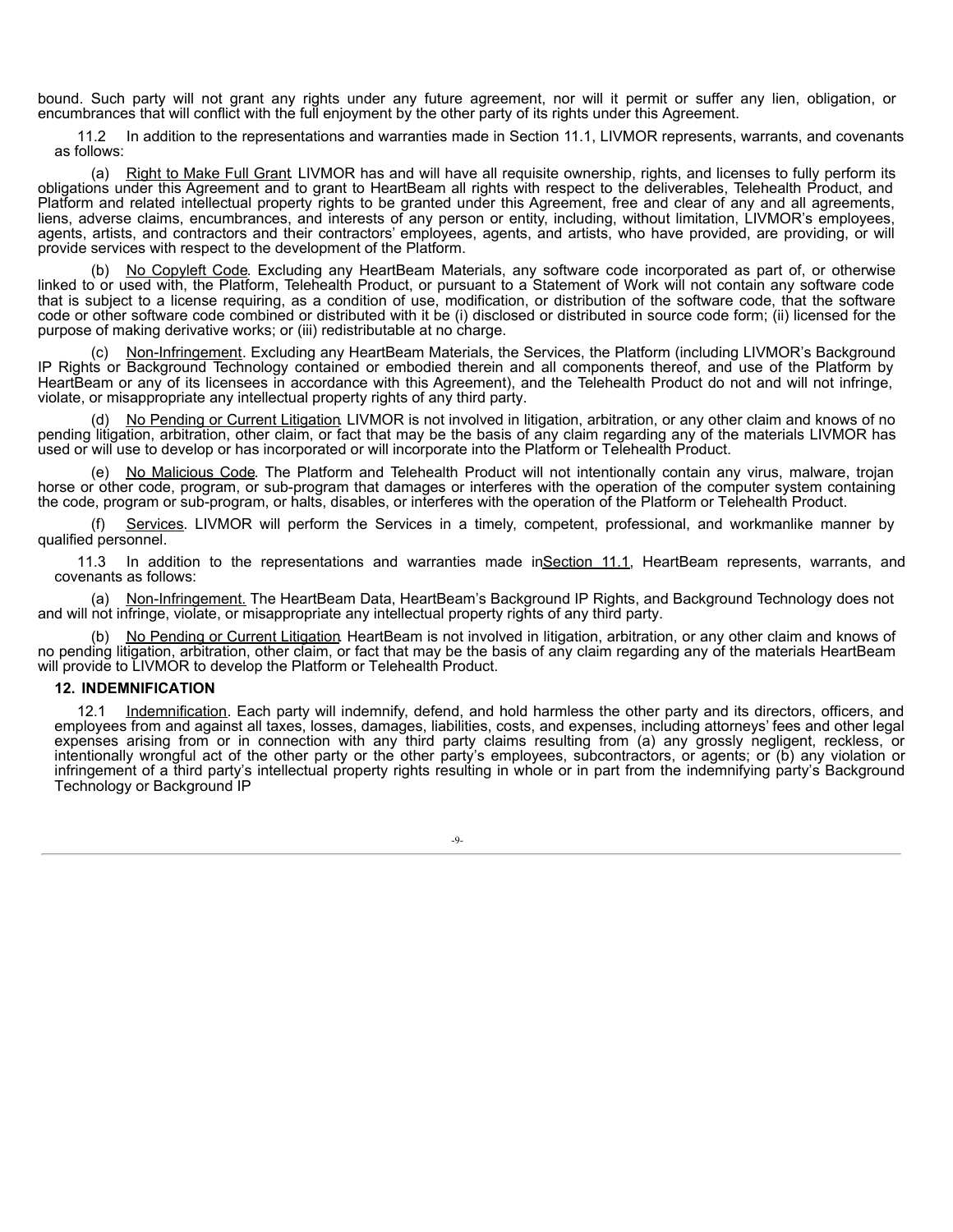bound. Such party will not grant any rights under any future agreement, nor will it permit or suffer any lien, obligation, or encumbrances that will conflict with the full enjoyment by the other party of its rights under this Agreement.

11.2 In addition to the representations and warranties made in Section 11.1, LIVMOR represents, warrants, and covenants as follows:

(a) Right to Make Full Grant. LIVMOR has and will have all requisite ownership, rights, and licenses to fully perform its obligations under this Agreement and to grant to HeartBeam all rights with respect to the deliverables, Telehealth Product, and Platform and related intellectual property rights to be granted under this Agreement, free and clear of any and all agreements, liens, adverse claims, encumbrances, and interests of any person or entity, including, without limitation, LIVMOR's employees, agents, artists, and contractors and their contractors' employees, agents, and artists, who have provided, are providing, or will provide services with respect to the development of the Platform.

(b) No Copyleft Code. Excluding any HeartBeam Materials, any software code incorporated as part of, or otherwise linked to or used with, the Platform, Telehealth Product, or pursuant to a Statement of Work will not contain any software code that is subject to a license requiring, as a condition of use, modification, or distribution of the software code, that the software code or other software code combined or distributed with it be (i) disclosed or distributed in source code form; (ii) licensed for the purpose of making derivative works; or (iii) redistributable at no charge.

(c) Non-Infringement. Excluding any HeartBeam Materials, the Services, the Platform (including LIVMOR's Background IP Rights or Background Technology contained or embodied therein and all components thereof, and use of the Platform by HeartBeam or any of its licensees in accordance with this Agreement), and the Telehealth Product do not and will not infringe, violate, or misappropriate any intellectual property rights of any third party.

(d) No Pending or Current Litigation. LIVMOR is not involved in litigation, arbitration, or any other claim and knows of no pending litigation, arbitration, other claim, or fact that may be the basis of any claim regarding any of the materials LIVMOR has used or will use to develop or has incorporated or will incorporate into the Platform or Telehealth Product.

(e) No Malicious Code. The Platform and Telehealth Product will not intentionally contain any virus, malware, trojan horse or other code, program, or sub-program that damages or interferes with the operation of the computer system containing the code, program or sub-program, or halts, disables, or interferes with the operation of the Platform or Telehealth Product.

(f) Services. LIVMOR will perform the Services in a timely, competent, professional, and workmanlike manner by qualified personnel.

11.3 In addition to the representations and warranties made in Section 11.1, HeartBeam represents, warrants, and covenants as follows:

(a) Non-Infringement. The HeartBeam Data, HeartBeam's Background IP Rights, and Background Technology does not and will not infringe, violate, or misappropriate any intellectual property rights of any third party.

(b) No Pending or Current Litigation. HeartBeam is not involved in litigation, arbitration, or any other claim and knows of no pending litigation, arbitration, other claim, or fact that may be the basis of any claim regarding any of the materials HeartBeam will provide to LIVMOR to develop the Platform or Telehealth Product.

**12. INDEMNIFICATION**

12.1 Indemnification. Each party will indemnify, defend, and hold harmless the other party and its directors, officers, and employees from and against all taxes, losses, damages, liabilities, costs, and expenses, including attorneys' fees and other legal expenses arising from or in connection with any third party claims resulting from (a) any grossly negligent, reckless, or intentionally wrongful act of the other party or the other party's employees, subcontractors, or agents; or (b) any violation or infringement of a third party's intellectual property rights resulting in whole or in part from the indemnifying party's Background Technology or Background IP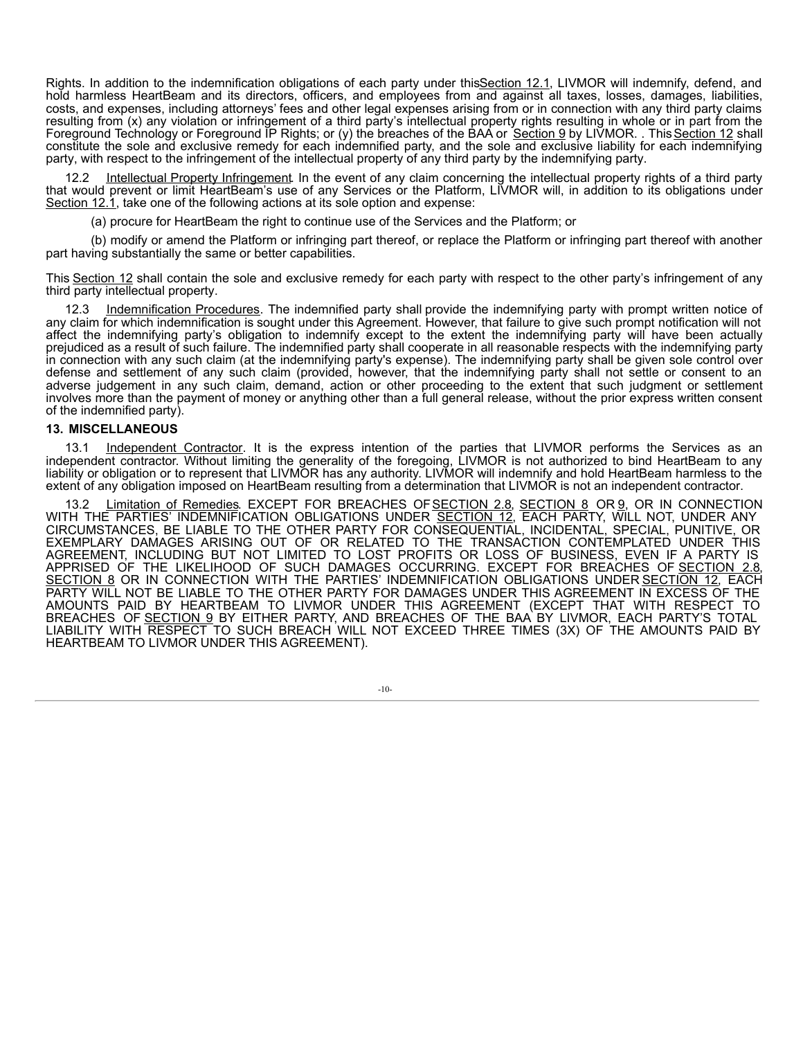Rights. In addition to the indemnification obligations of each party under this Section 12.1, LIVMOR will indemnify, defend, and hold harmless HeartBeam and its directors, officers, and employees from and against all taxes, losses, damages, liabilities, costs, and expenses, including attorneys' fees and other legal expenses arising from or in connection with any third party claims resulting from (x) any violation or infringement of a third party's intellectual property rights resulting in whole or in part from the Foreground Technology or Foreground IP Rights; or (y) the breaches of the BAA or Section 9 by LIVMOR. . This Section 12 shall constitute the sole and exclusive remedy for each indemnified party, and the sole and exclusive liability for each indemnifying party, with respect to the infringement of the intellectual property of any third party by the indemnifying party.

12.2 Intellectual Property Infringement. In the event of any claim concerning the intellectual property rights of a third party that would prevent or limit HeartBeam's use of any Services or the Platform, LIVMOR will, in addition to its obligations under Section 12.1, take one of the following actions at its sole option and expense:

(a) procure for HeartBeam the right to continue use of the Services and the Platform; or

(b) modify or amend the Platform or infringing part thereof, or replace the Platform or infringing part thereof with another part having substantially the same or better capabilities.

This Section 12 shall contain the sole and exclusive remedy for each party with respect to the other party's infringement of any third party intellectual property.

12.3 Indemnification Procedures. The indemnified party shall provide the indemnifying party with prompt written notice of any claim for which indemnification is sought under this Agreement. However, that failure to give such prompt notification will not affect the indemnifying party's obligation to indemnify except to the extent the indemnifying party will have been actually prejudiced as a result of such failure. The indemnified party shall cooperate in all reasonable respects with the indemnifying party in connection with any such claim (at the indemnifying party's expense). The indemnifying party shall be given sole control over defense and settlement of any such claim (provided, however, that the indemnifying party shall not settle or consent to an adverse judgement in any such claim, demand, action or other proceeding to the extent that such judgment or settlement involves more than the payment of money or anything other than a full general release, without the prior express written consent of the indemnified party).

## 13. MISCELLANEOUS

13.1 Independent Contractor. It is the express intention of the parties that LIVMOR performs the Services as an independent contractor. Without limiting the generality of the foregoing, LIVMOR is not authorized to bind HeartBeam to any liability or obligation or to represent that LIVMOR has any authority. LIVMOR will indemnify and hold HeartBeam harmless to the extent of any obligation imposed on HeartBeam resulting from a determination that LIVMOR is not an independent contractor.

13.2 Limitation of Remedies. EXCEPT FOR BREACHES OF SECTION 2.8, SECTION 8 OR 9, OR IN CONNECTION WITH THE PARTIES' INDEMNIFICATION OBLIGATIONS UNDER SECTION 12, EACH PARTY, WILL NOT, UNDER ANY CIRCUMSTANCES, BE LIABLE TO THE OTHER PARTY FOR CONSEQUENTIAL, INCIDENTAL, SPECIAL, PUNITIVE, OR EXEMPLARY DAMAGES ARISING OUT OF OR RELATED TO THE TRANSACTION CONTEMPLATED UNDER THIS AGREEMENT, INCLUDING BUT NOT LIMITED TO LOST PROFITS OR LOSS OF BUSINESS, EVEN IF A PARTY IS APPRISED OF THE LIKELIHOOD OF SUCH DAMAGES OCCURRING. EXCEPT FOR BREACHES OF SECTION 2.8, SECTION 8 OR IN CONNECTION WITH THE PARTIES' INDEMNIFICATION OBLIGATIONS UNDER SECTION 12, EACH PARTY WILL NOT BE LIABLE TO THE OTHER PARTY FOR DAMAGES UNDER THIS AGREEMENT IN EXCESS OF THE AMOUNTS PAID BY HEARTBEAM TO LIVMOR UNDER THIS AGREEMENT (EXCEPT THAT WITH RESPECT TO BREACHES OF SECTION 9 BY EITHER PARTY, AND BREACHES OF THE BAA BY LIVMOR, EACH PARTY'S TOTAL LIABILITY WITH RESPECT TO SUCH BREACH WILL NOT EXCEED THREE TIMES (3X) OF THE AMOUNTS PAID BY HEARTBEAM TO LIVMOR UNDER THIS AGREEMENT).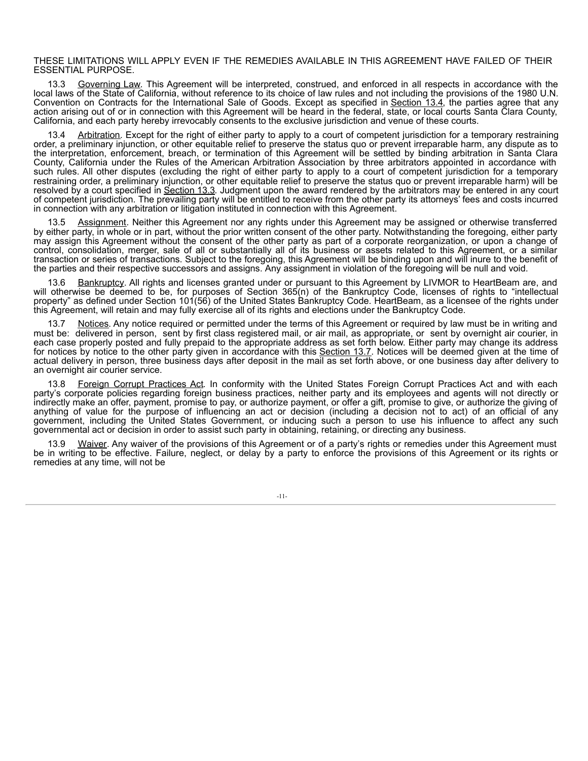THESE LIMITATIONS WILL APPLY EVEN IF THE REMEDIES AVAILABLE IN THIS AGREEMENT HAVE FAILED OF THEIR ESSENTIAL PURPOSE.

13.3 Governing Law. This Agreement will be interpreted, construed, and enforced in all respects in accordance with the local laws of the State of California, without reference to its choice of law rules and not including the provisions of the 1980 U.N. Convention on Contracts for the International Sale of Goods. Except as specified in Section 13.4, the parties agree that any action arising out of or in connection with this Agreement will be heard in the federal, state, or local courts Santa Clara County, California, and each party hereby irrevocably consents to the exclusive jurisdiction and venue of these courts.

13.4 Arbitration. Except for the right of either party to apply to a court of competent jurisdiction for a temporary restraining order, a preliminary injunction, or other equitable relief to preserve the status quo or prevent irreparable harm, any dispute as to the interpretation, enforcement, breach, or termination of this Agreement will be settled by binding arbitration in Santa Clara County, California under the Rules of the American Arbitration Association by three arbitrators appointed in accordance with such rules. All other disputes (excluding the right of either party to apply to a court of competent jurisdiction for a temporary restraining order, a preliminary injunction, or other equitable relief to preserve the status quo or prevent irreparable harm) will be resolved by a court specified in Section 13.3. Judgment upon the award rendered by the arbitrators may be entered in any court of competent jurisdiction. The prevailing party will be entitled to receive from the other party its attorneys' fees and costs incurred in connection with any arbitration or litigation instituted in connection with this Agreement.

13.5 Assignment. Neither this Agreement nor any rights under this Agreement may be assigned or otherwise transferred by either party, in whole or in part, without the prior written consent of the other party. Notwithstanding the foregoing, either party may assign this Agreement without the consent of the other party as part of a corporate reorganization, or upon a change of control, consolidation, merger, sale of all or substantially all of its business or assets related to this Agreement, or a similar transaction or series of transactions. Subject to the foregoing, this Agreement will be binding upon and will inure to the benefit of the parties and their respective successors and assigns. Any assignment in violation of the foregoing will be null and void.

13.6 Bankruptcy. All rights and licenses granted under or pursuant to this Agreement by LIVMOR to HeartBeam are, and will otherwise be deemed to be, for purposes of Section 365(n) of the Bankruptcy Code, licenses of rights to "intellectual property" as defined under Section 101(56) of the United States Bankruptcy Code. HeartBeam, as a licensee of the rights under this Agreement, will retain and may fully exercise all of its rights and elections under the Bankruptcy Code.

13.7 Notices. Any notice required or permitted under the terms of this Agreement or required by law must be in writing and must be: delivered in person, sent by first class registered mail, or air mail, as appropriate, or sent by overnight air courier, in each case properly posted and fully prepaid to the appropriate address as set forth below. Either party may change its address for notices by notice to the other party given in accordance with this Section 13.7. Notices will be deemed given at the time of actual delivery in person, three business days after deposit in the mail as set forth above, or one business day after delivery to an overnight air courier service.

13.8 Foreign Corrupt Practices Act. In conformity with the United States Foreign Corrupt Practices Act and with each party's corporate policies regarding foreign business practices, neither party and its employees and agents will not directly or indirectly make an offer, payment, promise to pay, or authorize payment, or offer a gift, promise to give, or authorize the giving of anything of value for the purpose of influencing an act or decision (including a decision not to act) of an official of any government, including the United States Government, or inducing such a person to use his influence to affect any such governmental act or decision in order to assist such party in obtaining, retaining, or directing any business.

13.9 Waiver. Any waiver of the provisions of this Agreement or of a party's rights or remedies under this Agreement must be in writing to be effective. Failure, neglect, or delay by a party to enforce the provisions of this Agreement or its rights or remedies at any time, will not be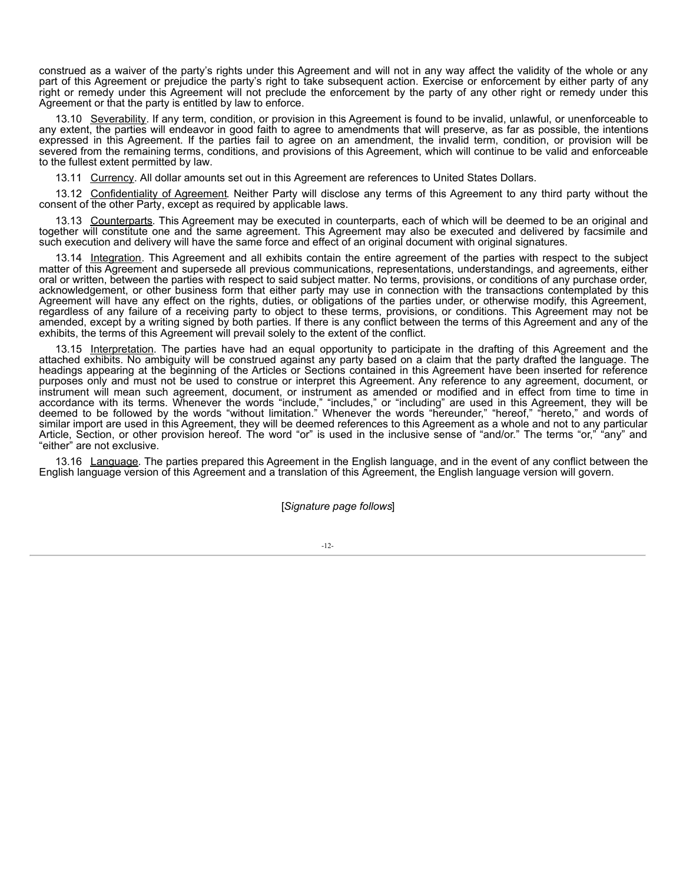construed as a waiver of the party's rights under this Agreement and will not in any way affect the validity of the whole or any part of this Agreement or prejudice the party's right to take subsequent action. Exercise or enforcement by either party of any right or remedy under this Agreement will not preclude the enforcement by the party of any other right or remedy under this Agreement or that the party is entitled by law to enforce.

13.10 Severability. If any term, condition, or provision in this Agreement is found to be invalid, unlawful, or unenforceable to any extent, the parties will endeavor in good faith to agree to amendments that will preserve, as far as possible, the intentions expressed in this Agreement. If the parties fail to agree on an amendment, the invalid term, condition, or provision will be severed from the remaining terms, conditions, and provisions of this Agreement, which will continue to be valid and enforceable to the fullest extent permitted by law.

13.11 Currency. All dollar amounts set out in this Agreement are references to United States Dollars.

13.12 Confidentiality of Agreement. Neither Party will disclose any terms of this Agreement to any third party without the consent of the other Party, except as required by applicable laws.

13.13 Counterparts. This Agreement may be executed in counterparts, each of which will be deemed to be an original and together will constitute one and the same agreement. This Agreement may also be executed and delivered by facsimile and such execution and delivery will have the same force and effect of an original document with original signatures.

13.14 Integration. This Agreement and all exhibits contain the entire agreement of the parties with respect to the subject matter of this Agreement and supersede all previous communications, representations, understandings, and agreements, either oral or written, between the parties with respect to said subject matter. No terms, provisions, or conditions of any purchase order, acknowledgement, or other business form that either party may use in connection with the transactions contemplated by this Agreement will have any effect on the rights, duties, or obligations of the parties under, or otherwise modify, this Agreement, regardless of any failure of a receiving party to object to these terms, provisions, or conditions. This Agreement may not be amended, except by a writing signed by both parties. If there is any conflict between the terms of this Agreement and any of the exhibits, the terms of this Agreement will prevail solely to the extent of the conflict.

13.15 Interpretation. The parties have had an equal opportunity to participate in the drafting of this Agreement and the attached exhibits. No ambiguity will be construed against any party based on a claim that the party drafted the language. The headings appearing at the beginning of the Articles or Sections contained in this Agreement have been inserted for reference purposes only and must not be used to construe or interpret this Agreement. Any reference to any agreement, document, or instrument will mean such agreement, document, or instrument as amended or modified and in effect from time to time in accordance with its terms. Whenever the words "include," "includes," or "including" are used in this Agreement, they will be deemed to be followed by the words "without limitation." Whenever the words "hereunder," "hereof," "hereto," and words of similar import are used in this Agreement, they will be deemed references to this Agreement as a whole and not to any particular Article, Section, or other provision hereof. The word "or" is used in the inclusive sense of "and/or." The terms "or," "any" and "either" are not exclusive.

13.16 Language. The parties prepared this Agreement in the English language, and in the event of any conflict between the English language version of this Agreement and a translation of this Agreement, the English language version will govern.

[*Signature page follows*]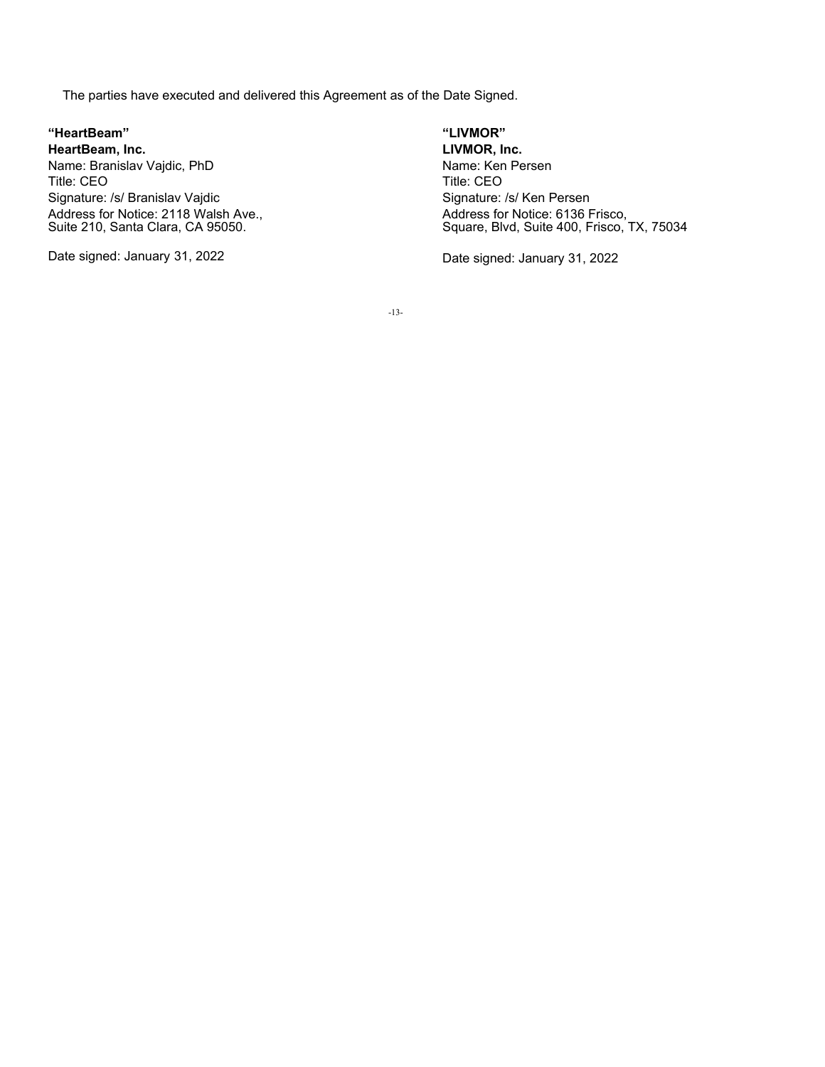The parties have executed and delivered this Agreement as of the Date Signed.

**"HeartBeam"**
**HeartBeam, Inc.**
Name: Branislav Vajdic, PhD
Title: CEO
Signature: /s/ Branislav Vajdic
Address for Notice: 2118 Walsh Ave.,
Suite 210, Santa Clara, CA 95050.

Date signed: January 31, 2022

**"LIVMOR"**
**LIVMOR, Inc.**
Name: Ken Persen
Title: CEO
Signature: /s/ Ken Persen
Address for Notice: 6136 Frisco,
Square, Blvd, Suite 400, Frisco, TX, 75034

Date signed: January 31, 2022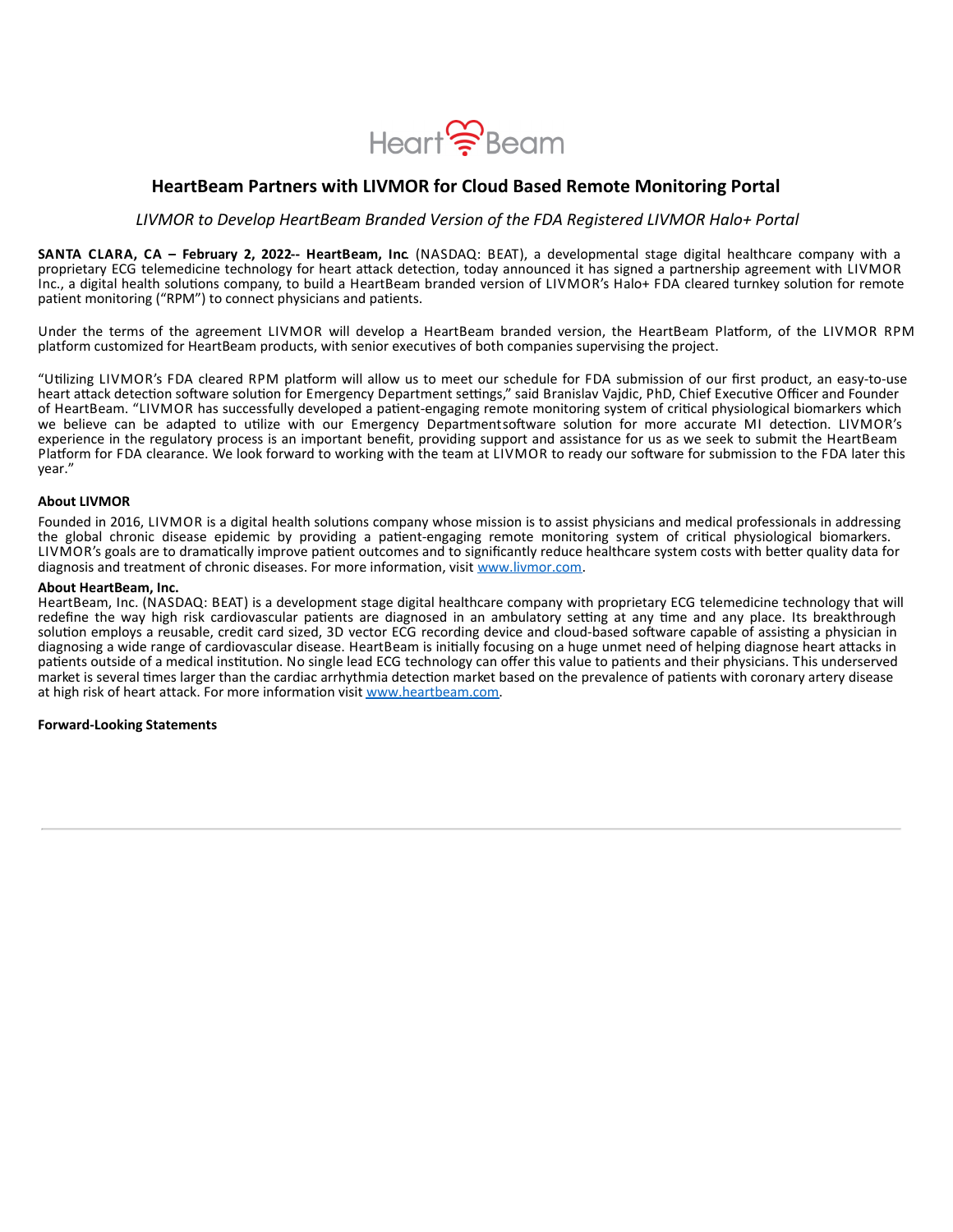# HeartBeam Partners with LIVMOR for Cloud Based Remote Monitoring Portal

*LIVMOR to Develop HeartBeam Branded Version of the FDA Registered LIVMOR Halo+ Portal*

**SANTA CLARA, CA – February 2, 2022-- HeartBeam, Inc**. (NASDAQ: BEAT), a developmental stage digital healthcare company with a proprietary ECG telemedicine technology for heart attack detection, today announced it has signed a partnership agreement with LIVMOR Inc., a digital health solutions company, to build a HeartBeam branded version of LIVMOR's Halo+ FDA cleared turnkey solution for remote patient monitoring ("RPM") to connect physicians and patients.

Under the terms of the agreement LIVMOR will develop a HeartBeam branded version, the HeartBeam Platform, of the LIVMOR RPM platform customized for HeartBeam products, with senior executives of both companies supervising the project.

"Utilizing LIVMOR's FDA cleared RPM platform will allow us to meet our schedule for FDA submission of our first product, an easy-to-use heart attack detection software solution for Emergency Department settings," said Branislav Vajdic, PhD, Chief Executive Officer and Founder of HeartBeam. "LIVMOR has successfully developed a patient-engaging remote monitoring system of critical physiological biomarkers which we believe can be adapted to utilize with our Emergency Departmentsoftware solution for more accurate MI detection. LIVMOR's experience in the regulatory process is an important benefit, providing support and assistance for us as we seek to submit the HeartBeam Platform for FDA clearance. We look forward to working with the team at LIVMOR to ready our software for submission to the FDA later this year."

**About LIVMOR**

Founded in 2016, LIVMOR is a digital health solutions company whose mission is to assist physicians and medical professionals in addressing the global chronic disease epidemic by providing a patient-engaging remote monitoring system of critical physiological biomarkers. LIVMOR's goals are to dramatically improve patient outcomes and to significantly reduce healthcare system costs with better quality data for diagnosis and treatment of chronic diseases. For more information, visit [www.livmor.com](http://www.livmor.com).

**About HeartBeam, Inc.**

HeartBeam, Inc. (NASDAQ: BEAT) is a development stage digital healthcare company with proprietary ECG telemedicine technology that will redefine the way high risk cardiovascular patients are diagnosed in an ambulatory setting at any time and any place. Its breakthrough solution employs a reusable, credit card sized, 3D vector ECG recording device and cloud-based software capable of assisting a physician in diagnosing a wide range of cardiovascular disease. HeartBeam is initially focusing on a huge unmet need of helping diagnose heart attacks in patients outside of a medical institution. No single lead ECG technology can offer this value to patients and their physicians. This underserved market is several times larger than the cardiac arrhythmia detection market based on the prevalence of patients with coronary artery disease at high risk of heart attack. For more information visit [www.heartbeam.com](http://www.heartbeam.com).

**Forward-Looking Statements**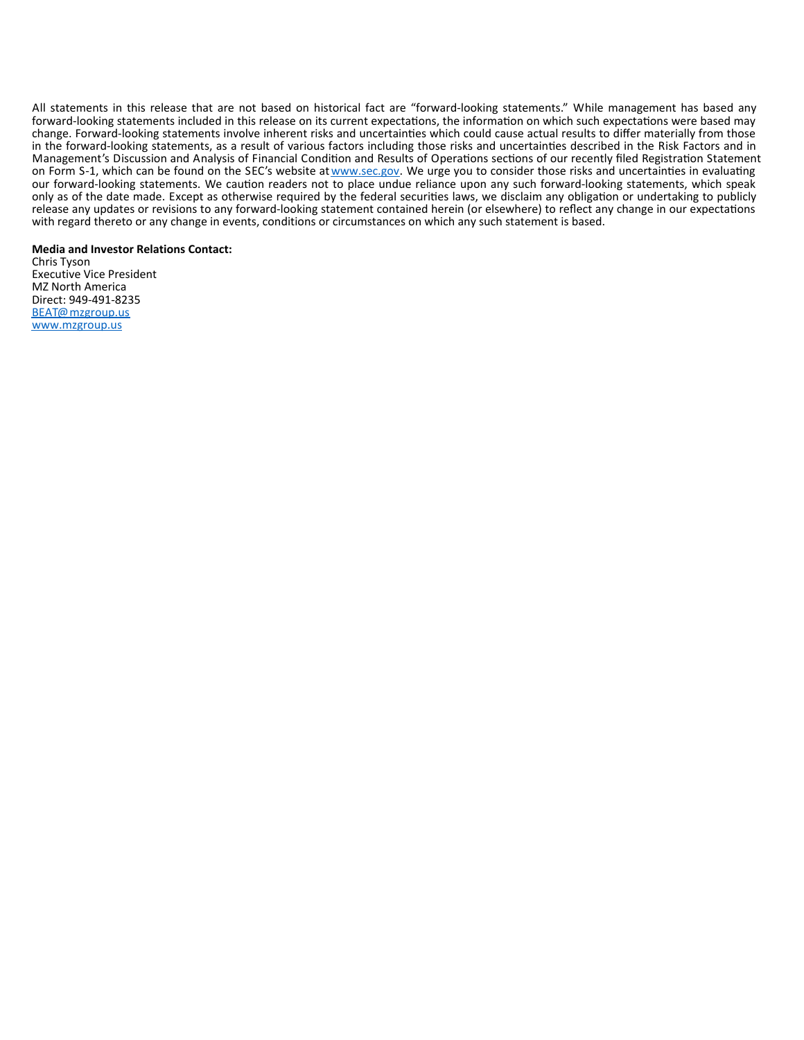All statements in this release that are not based on historical fact are "forward-looking statements." While management has based any forward-looking statements included in this release on its current expectations, the information on which such expectations were based may change. Forward-looking statements involve inherent risks and uncertainties which could cause actual results to differ materially from those in the forward-looking statements, as a result of various factors including those risks and uncertainties described in the Risk Factors and in Management's Discussion and Analysis of Financial Condition and Results of Operations sections of our recently filed Registration Statement on Form S-1, which can be found on the SEC's website at www.sec.gov. We urge you to consider those risks and uncertainties in evaluating our forward-looking statements. We caution readers not to place undue reliance upon any such forward-looking statements, which speak only as of the date made. Except as otherwise required by the federal securities laws, we disclaim any obligation or undertaking to publicly release any updates or revisions to any forward-looking statement contained herein (or elsewhere) to reflect any change in our expectations with regard thereto or any change in events, conditions or circumstances on which any such statement is based.

**Media and Investor Relations Contact:**
Chris Tyson
Executive Vice President
MZ North America
Direct: 949-491-8235
BEAT@mzgroup.us
www.mzgroup.us